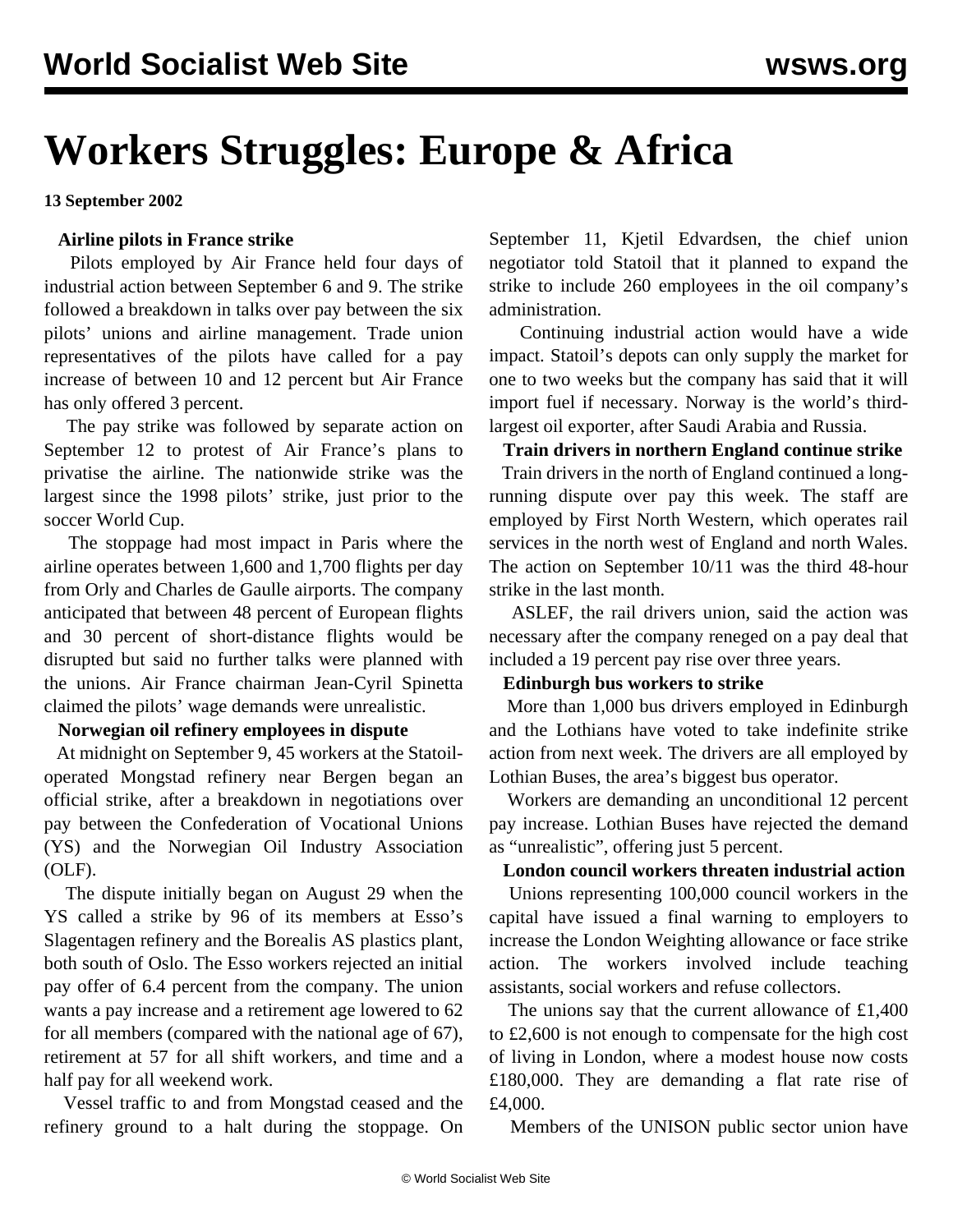# Workers Struggles: Europe & Africa

**13 September 2002**

**Airline pilots in France strike**

Pilots employed by Air France held four days of industrial action between September 6 and 9. The strike followed a breakdown in talks over pay between the six pilots' unions and airline management. Trade union representatives of the pilots have called for a pay increase of between 10 and 12 percent but Air France has only offered 3 percent.

The pay strike was followed by separate action on September 12 to protest of Air France's plans to privatise the airline. The nationwide strike was the largest since the 1998 pilots' strike, just prior to the soccer World Cup.

The stoppage had most impact in Paris where the airline operates between 1,600 and 1,700 flights per day from Orly and Charles de Gaulle airports. The company anticipated that between 48 percent of European flights and 30 percent of short-distance flights would be disrupted but said no further talks were planned with the unions. Air France chairman Jean-Cyril Spinetta claimed the pilots' wage demands were unrealistic.

**Norwegian oil refinery employees in dispute**

At midnight on September 9, 45 workers at the Statoil-operated Mongstad refinery near Bergen began an official strike, after a breakdown in negotiations over pay between the Confederation of Vocational Unions (YS) and the Norwegian Oil Industry Association (OLF).

The dispute initially began on August 29 when the YS called a strike by 96 of its members at Esso's Slagentagen refinery and the Borealis AS plastics plant, both south of Oslo. The Esso workers rejected an initial pay offer of 6.4 percent from the company. The union wants a pay increase and a retirement age lowered to 62 for all members (compared with the national age of 67), retirement at 57 for all shift workers, and time and a half pay for all weekend work.

Vessel traffic to and from Mongstad ceased and the refinery ground to a halt during the stoppage. On September 11, Kjetil Edvardsen, the chief union negotiator told Statoil that it planned to expand the strike to include 260 employees in the oil company's administration.

Continuing industrial action would have a wide impact. Statoil's depots can only supply the market for one to two weeks but the company has said that it will import fuel if necessary. Norway is the world's third-largest oil exporter, after Saudi Arabia and Russia.

**Train drivers in northern England continue strike**

Train drivers in the north of England continued a long-running dispute over pay this week. The staff are employed by First North Western, which operates rail services in the north west of England and north Wales. The action on September 10/11 was the third 48-hour strike in the last month.

ASLEF, the rail drivers union, said the action was necessary after the company reneged on a pay deal that included a 19 percent pay rise over three years.

**Edinburgh bus workers to strike**

More than 1,000 bus drivers employed in Edinburgh and the Lothians have voted to take indefinite strike action from next week. The drivers are all employed by Lothian Buses, the area's biggest bus operator.

Workers are demanding an unconditional 12 percent pay increase. Lothian Buses have rejected the demand as "unrealistic", offering just 5 percent.

**London council workers threaten industrial action**

Unions representing 100,000 council workers in the capital have issued a final warning to employers to increase the London Weighting allowance or face strike action. The workers involved include teaching assistants, social workers and refuse collectors.

The unions say that the current allowance of £1,400 to £2,600 is not enough to compensate for the high cost of living in London, where a modest house now costs £180,000. They are demanding a flat rate rise of £4,000.

Members of the UNISON public sector union have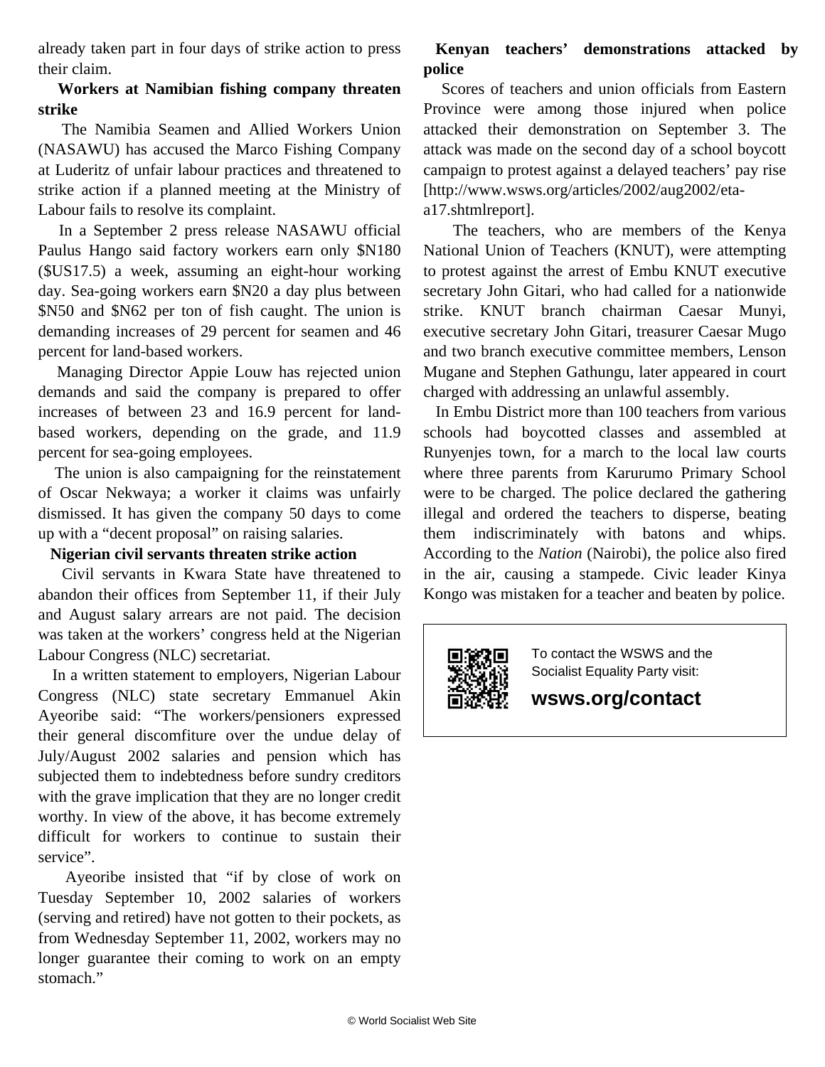already taken part in four days of strike action to press their claim.

**Workers at Namibian fishing company threaten strike**

The Namibia Seamen and Allied Workers Union (NASAWU) has accused the Marco Fishing Company at Luderitz of unfair labour practices and threatened to strike action if a planned meeting at the Ministry of Labour fails to resolve its complaint.

In a September 2 press release NASAWU official Paulus Hango said factory workers earn only $N180 ($US17.5) a week, assuming an eight-hour working day. Sea-going workers earn $N20 a day plus between $N50 and $N62 per ton of fish caught. The union is demanding increases of 29 percent for seamen and 46 percent for land-based workers.

Managing Director Appie Louw has rejected union demands and said the company is prepared to offer increases of between 23 and 16.9 percent for land-based workers, depending on the grade, and 11.9 percent for sea-going employees.

The union is also campaigning for the reinstatement of Oscar Nekwaya; a worker it claims was unfairly dismissed. It has given the company 50 days to come up with a "decent proposal" on raising salaries.

**Nigerian civil servants threaten strike action**

Civil servants in Kwara State have threatened to abandon their offices from September 11, if their July and August salary arrears are not paid. The decision was taken at the workers' congress held at the Nigerian Labour Congress (NLC) secretariat.

In a written statement to employers, Nigerian Labour Congress (NLC) state secretary Emmanuel Akin Ayeoribe said: "The workers/pensioners expressed their general discomfiture over the undue delay of July/August 2002 salaries and pension which has subjected them to indebtedness before sundry creditors with the grave implication that they are no longer credit worthy. In view of the above, it has become extremely difficult for workers to continue to sustain their service".

Ayeoribe insisted that "if by close of work on Tuesday September 10, 2002 salaries of workers (serving and retired) have not gotten to their pockets, as from Wednesday September 11, 2002, workers may no longer guarantee their coming to work on an empty stomach."

**Kenyan teachers' demonstrations attacked by police**

Scores of teachers and union officials from Eastern Province were among those injured when police attacked their demonstration on September 3. The attack was made on the second day of a school boycott campaign to protest against a delayed teachers' pay rise [http://www.wsws.org/articles/2002/aug2002/eta-a17.shtmlreport].

The teachers, who are members of the Kenya National Union of Teachers (KNUT), were attempting to protest against the arrest of Embu KNUT executive secretary John Gitari, who had called for a nationwide strike. KNUT branch chairman Caesar Munyi, executive secretary John Gitari, treasurer Caesar Mugo and two branch executive committee members, Lenson Mugane and Stephen Gathungu, later appeared in court charged with addressing an unlawful assembly.

In Embu District more than 100 teachers from various schools had boycotted classes and assembled at Runyenjes town, for a march to the local law courts where three parents from Karurumo Primary School were to be charged. The police declared the gathering illegal and ordered the teachers to disperse, beating them indiscriminately with batons and whips. According to the *Nation* (Nairobi), the police also fired in the air, causing a stampede. Civic leader Kinya Kongo was mistaken for a teacher and beaten by police.

To contact the WSWS and the Socialist Equality Party visit:

**wsws.org/contact**